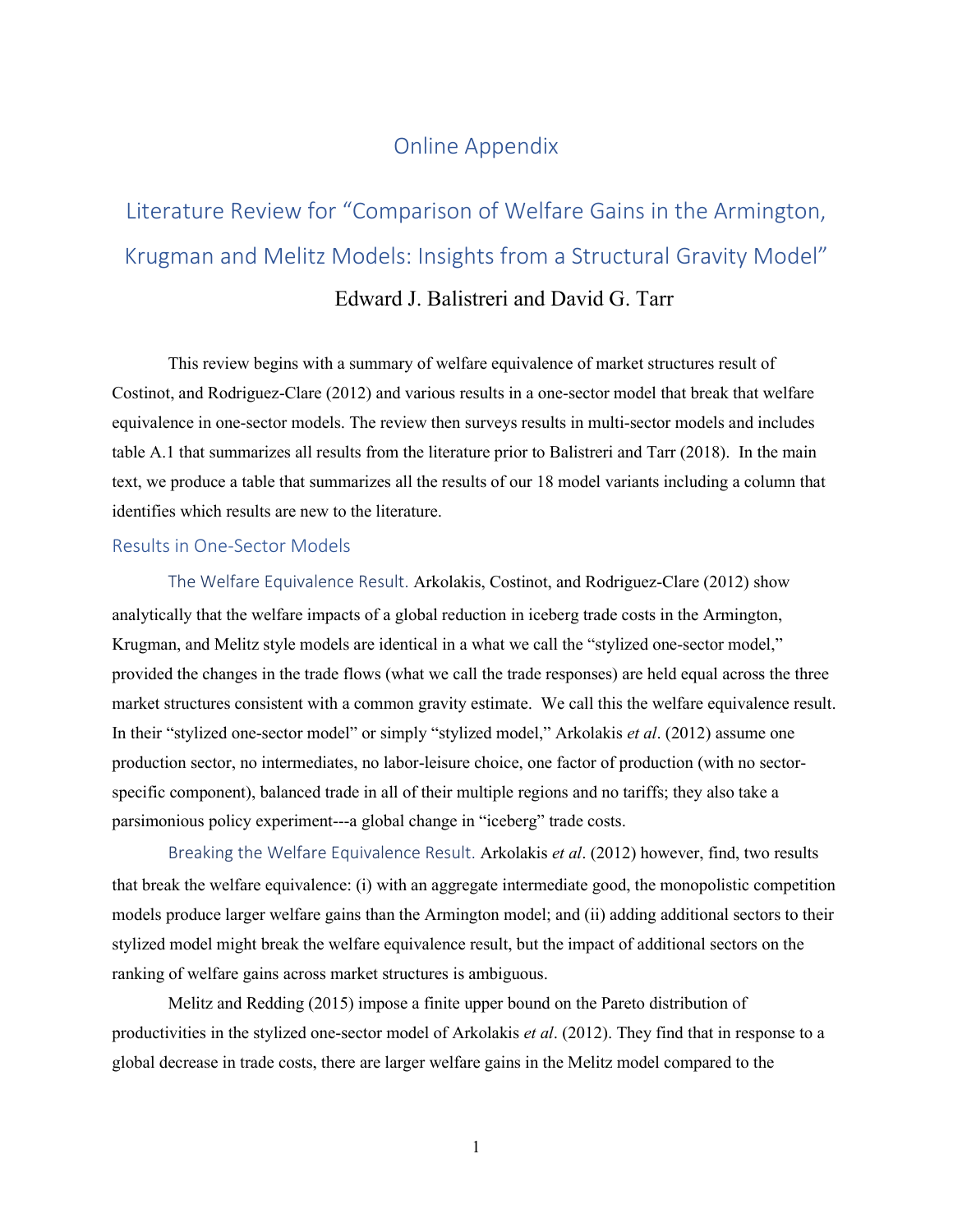# Online Appendix

## Literature Review for "Comparison of Welfare Gains in the Armington, Krugman and Melitz Models: Insights from a Structural Gravity Model"

Edward J. Balistreri and David G. Tarr

This review begins with a summary of welfare equivalence of market structures result of Costinot, and Rodriguez-Clare (2012) and various results in a one-sector model that break that welfare equivalence in one-sector models. The review then surveys results in multi-sector models and includes table A.1 that summarizes all results from the literature prior to Balistreri and Tarr (2018). In the main text, we produce a table that summarizes all the results of our 18 model variants including a column that identifies which results are new to the literature.

### Results in One-Sector Models

The Welfare Equivalence Result. Arkolakis, Costinot, and Rodriguez-Clare (2012) show analytically that the welfare impacts of a global reduction in iceberg trade costs in the Armington, Krugman, and Melitz style models are identical in a what we call the "stylized one-sector model," provided the changes in the trade flows (what we call the trade responses) are held equal across the three market structures consistent with a common gravity estimate. We call this the welfare equivalence result. In their "stylized one-sector model" or simply "stylized model," Arkolakis *et al*. (2012) assume one production sector, no intermediates, no labor-leisure choice, one factor of production (with no sector-specific component), balanced trade in all of their multiple regions and no tariffs; they also take a parsimonious policy experiment---a global change in "iceberg" trade costs.

Breaking the Welfare Equivalence Result. Arkolakis *et al*. (2012) however, find, two results that break the welfare equivalence: (i) with an aggregate intermediate good, the monopolistic competition models produce larger welfare gains than the Armington model; and (ii) adding additional sectors to their stylized model might break the welfare equivalence result, but the impact of additional sectors on the ranking of welfare gains across market structures is ambiguous.

Melitz and Redding (2015) impose a finite upper bound on the Pareto distribution of productivities in the stylized one-sector model of Arkolakis *et al*. (2012). They find that in response to a global decrease in trade costs, there are larger welfare gains in the Melitz model compared to the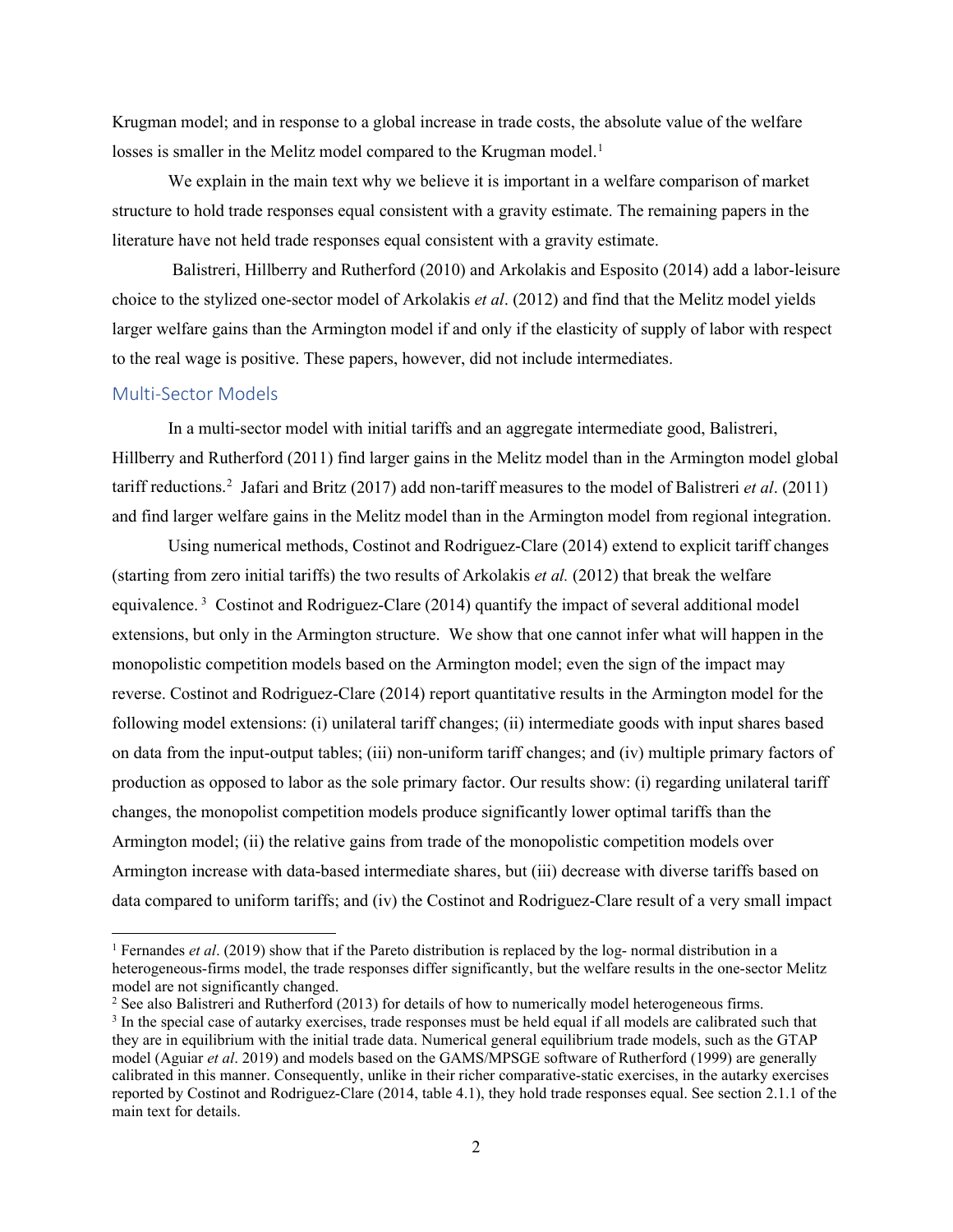Krugman model; and in response to a global increase in trade costs, the absolute value of the welfare losses is smaller in the Melitz model compared to the Krugman model.[1]

We explain in the main text why we believe it is important in a welfare comparison of market structure to hold trade responses equal consistent with a gravity estimate. The remaining papers in the literature have not held trade responses equal consistent with a gravity estimate.

Balistreri, Hillberry and Rutherford (2010) and Arkolakis and Esposito (2014) add a labor-leisure choice to the stylized one-sector model of Arkolakis *et al*. (2012) and find that the Melitz model yields larger welfare gains than the Armington model if and only if the elasticity of supply of labor with respect to the real wage is positive. These papers, however, did not include intermediates.

## Multi-Sector Models

In a multi-sector model with initial tariffs and an aggregate intermediate good, Balistreri, Hillberry and Rutherford (2011) find larger gains in the Melitz model than in the Armington model global tariff reductions.[2] Jafari and Britz (2017) add non-tariff measures to the model of Balistreri *et al*. (2011) and find larger welfare gains in the Melitz model than in the Armington model from regional integration.

Using numerical methods, Costinot and Rodriguez-Clare (2014) extend to explicit tariff changes (starting from zero initial tariffs) the two results of Arkolakis *et al.* (2012) that break the welfare equivalence.[3] Costinot and Rodriguez-Clare (2014) quantify the impact of several additional model extensions, but only in the Armington structure. We show that one cannot infer what will happen in the monopolistic competition models based on the Armington model; even the sign of the impact may reverse. Costinot and Rodriguez-Clare (2014) report quantitative results in the Armington model for the following model extensions: (i) unilateral tariff changes; (ii) intermediate goods with input shares based on data from the input-output tables; (iii) non-uniform tariff changes; and (iv) multiple primary factors of production as opposed to labor as the sole primary factor. Our results show: (i) regarding unilateral tariff changes, the monopolist competition models produce significantly lower optimal tariffs than the Armington model; (ii) the relative gains from trade of the monopolistic competition models over Armington increase with data-based intermediate shares, but (iii) decrease with diverse tariffs based on data compared to uniform tariffs; and (iv) the Costinot and Rodriguez-Clare result of a very small impact

---

[1] Fernandes *et al*. (2019) show that if the Pareto distribution is replaced by the log- normal distribution in a heterogeneous-firms model, the trade responses differ significantly, but the welfare results in the one-sector Melitz model are not significantly changed.

[2] See also Balistreri and Rutherford (2013) for details of how to numerically model heterogeneous firms.

[3] In the special case of autarky exercises, trade responses must be held equal if all models are calibrated such that they are in equilibrium with the initial trade data. Numerical general equilibrium trade models, such as the GTAP model (Aguiar *et al*. 2019) and models based on the GAMS/MPSGE software of Rutherford (1999) are generally calibrated in this manner. Consequently, unlike in their richer comparative-static exercises, in the autarky exercises reported by Costinot and Rodriguez-Clare (2014, table 4.1), they hold trade responses equal. See section 2.1.1 of the main text for details.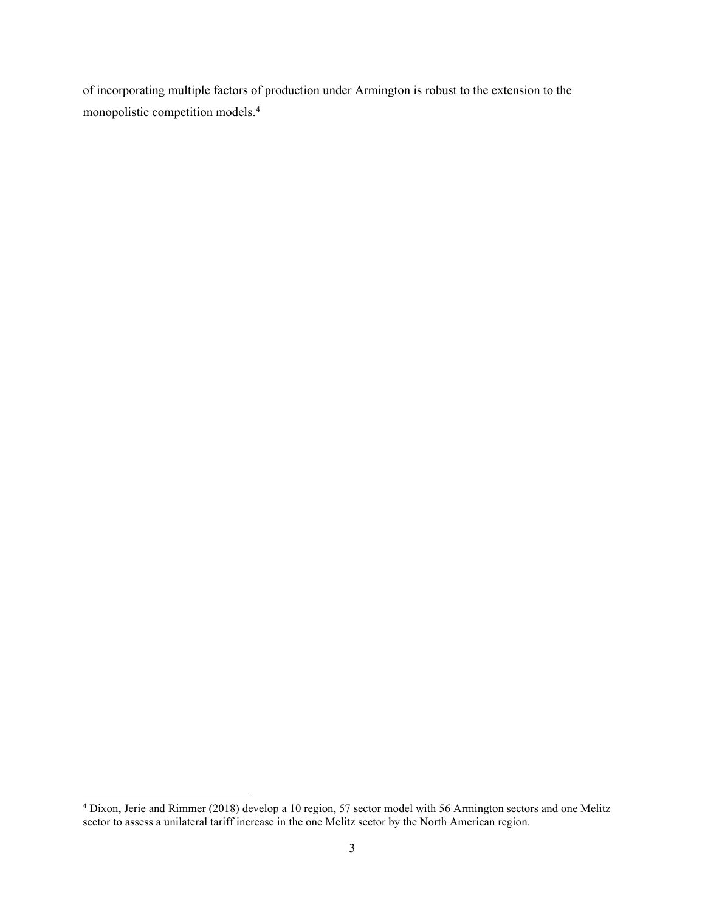of incorporating multiple factors of production under Armington is robust to the extension to the monopolistic competition models.[4]

[4] Dixon, Jerie and Rimmer (2018) develop a 10 region, 57 sector model with 56 Armington sectors and one Melitz sector to assess a unilateral tariff increase in the one Melitz sector by the North American region.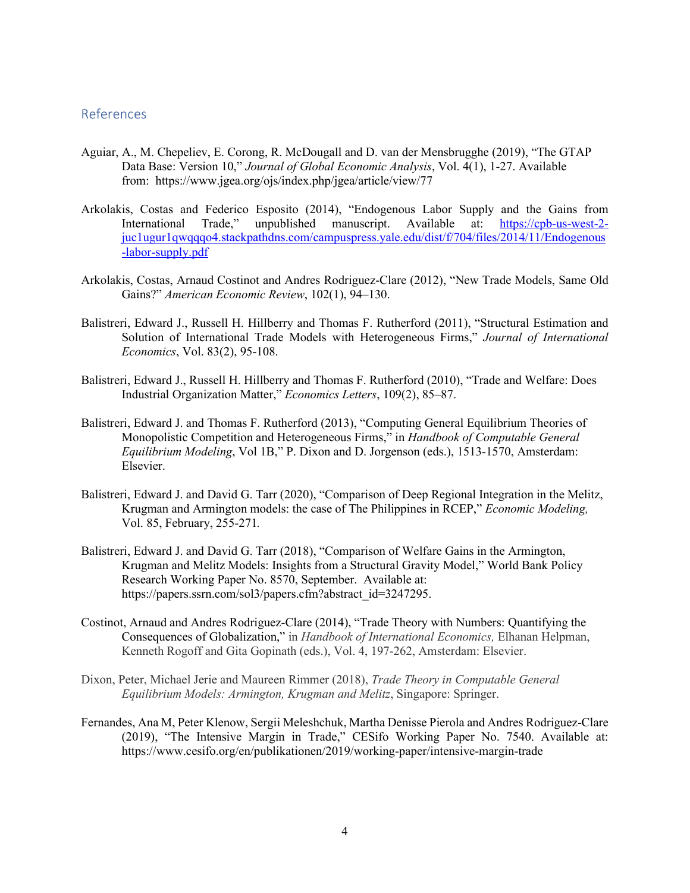## References

Aguiar, A., M. Chepeliev, E. Corong, R. McDougall and D. van der Mensbrugghe (2019), "The GTAP Data Base: Version 10," *Journal of Global Economic Analysis*, Vol. 4(1), 1-27. Available from: https://www.jgea.org/ojs/index.php/jgea/article/view/77

Arkolakis, Costas and Federico Esposito (2014), "Endogenous Labor Supply and the Gains from International Trade," unpublished manuscript. Available at: https://cpb-us-west-2-juc1ugur1qwqqqo4.stackpathdns.com/campuspress.yale.edu/dist/f/704/files/2014/11/Endogenous-labor-supply.pdf

Arkolakis, Costas, Arnaud Costinot and Andres Rodriguez-Clare (2012), "New Trade Models, Same Old Gains?" *American Economic Review*, 102(1), 94–130.

Balistreri, Edward J., Russell H. Hillberry and Thomas F. Rutherford (2011), "Structural Estimation and Solution of International Trade Models with Heterogeneous Firms," *Journal of International Economics*, Vol. 83(2), 95-108.

Balistreri, Edward J., Russell H. Hillberry and Thomas F. Rutherford (2010), "Trade and Welfare: Does Industrial Organization Matter," *Economics Letters*, 109(2), 85–87.

Balistreri, Edward J. and Thomas F. Rutherford (2013), "Computing General Equilibrium Theories of Monopolistic Competition and Heterogeneous Firms," in *Handbook of Computable General Equilibrium Modeling*, Vol 1B," P. Dixon and D. Jorgenson (eds.), 1513-1570, Amsterdam: Elsevier.

Balistreri, Edward J. and David G. Tarr (2020), "Comparison of Deep Regional Integration in the Melitz, Krugman and Armington models: the case of The Philippines in RCEP," *Economic Modeling,* Vol. 85, February, 255-271.

Balistreri, Edward J. and David G. Tarr (2018), "Comparison of Welfare Gains in the Armington, Krugman and Melitz Models: Insights from a Structural Gravity Model," World Bank Policy Research Working Paper No. 8570, September. Available at: https://papers.ssrn.com/sol3/papers.cfm?abstract_id=3247295.

Costinot, Arnaud and Andres Rodriguez-Clare (2014), "Trade Theory with Numbers: Quantifying the Consequences of Globalization," in *Handbook of International Economics,* Elhanan Helpman, Kenneth Rogoff and Gita Gopinath (eds.), Vol. 4, 197-262, Amsterdam: Elsevier.

Dixon, Peter, Michael Jerie and Maureen Rimmer (2018), *Trade Theory in Computable General Equilibrium Models: Armington, Krugman and Melitz*, Singapore: Springer.

Fernandes, Ana M, Peter Klenow, Sergii Meleshchuk, Martha Denisse Pierola and Andres Rodriguez-Clare (2019), "The Intensive Margin in Trade," CESifo Working Paper No. 7540. Available at: https://www.cesifo.org/en/publikationen/2019/working-paper/intensive-margin-trade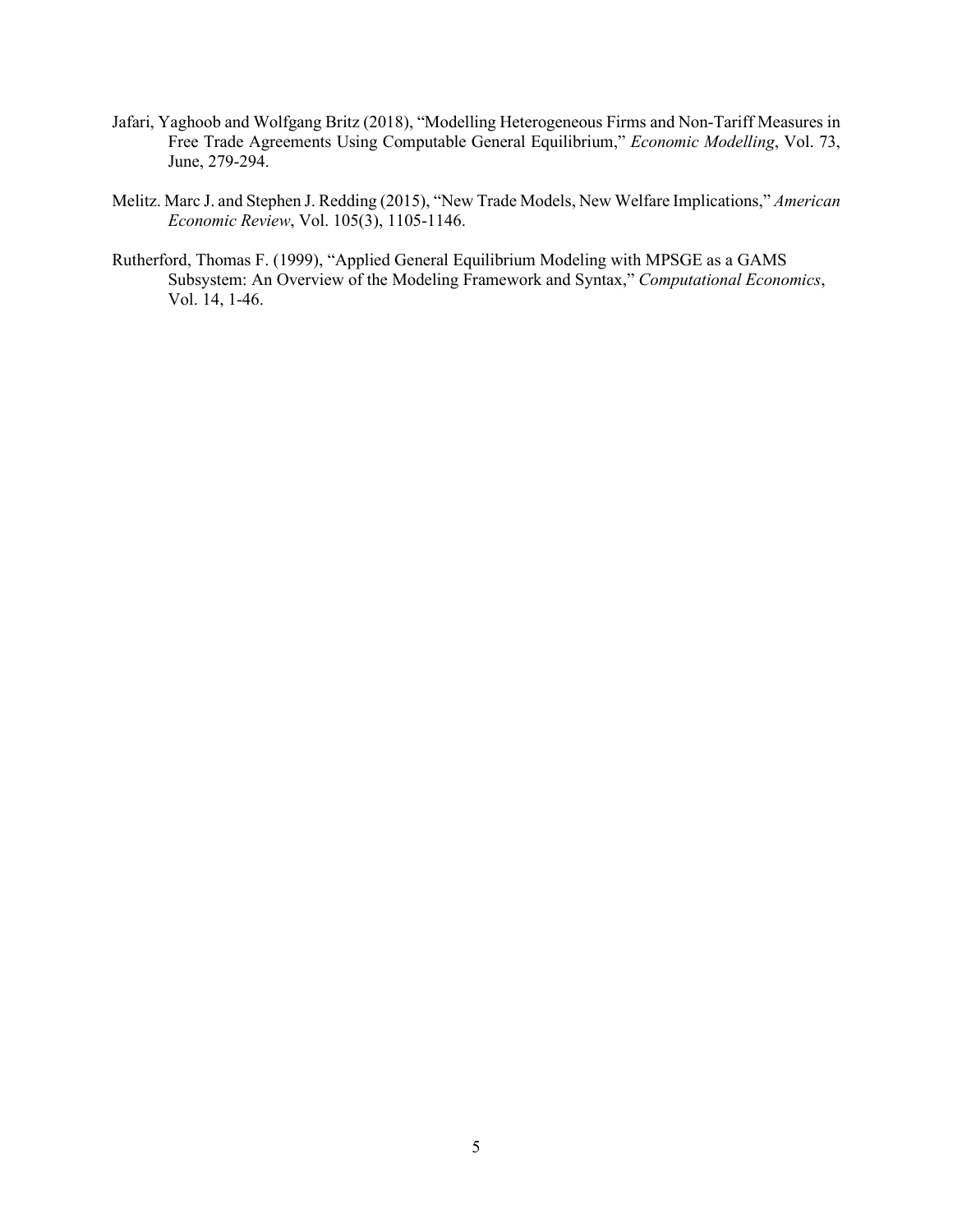Jafari, Yaghoob and Wolfgang Britz (2018), "Modelling Heterogeneous Firms and Non-Tariff Measures in Free Trade Agreements Using Computable General Equilibrium," *Economic Modelling*, Vol. 73, June, 279-294.

Melitz. Marc J. and Stephen J. Redding (2015), "New Trade Models, New Welfare Implications," *American Economic Review*, Vol. 105(3), 1105-1146.

Rutherford, Thomas F. (1999), "Applied General Equilibrium Modeling with MPSGE as a GAMS Subsystem: An Overview of the Modeling Framework and Syntax," *Computational Economics*, Vol. 14, 1-46.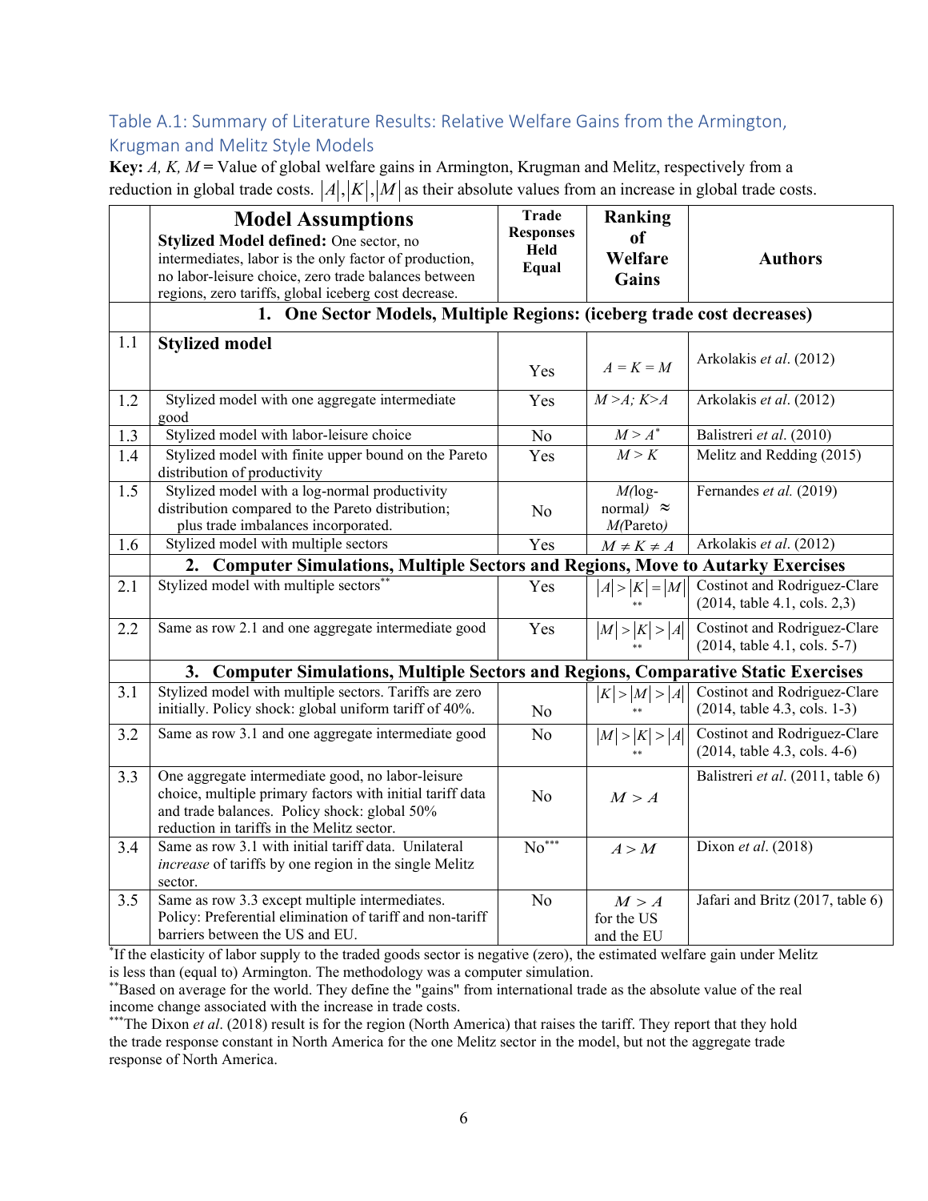### Table A.1: Summary of Literature Results: Relative Welfare Gains from the Armington, Krugman and Melitz Style Models

**Key:** *A, K, M* = Value of global welfare gains in Armington, Krugman and Melitz, respectively from a reduction in global trade costs. $|A|, |K|, |M|$ as their absolute values from an increase in global trade costs.

| | **Model Assumptions**<br>**Stylized Model defined:** One sector, no intermediates, labor is the only factor of production, no labor-leisure choice, zero trade balances between regions, zero tariffs, global iceberg cost decrease. | **Trade Responses Held Equal** | **Ranking of Welfare Gains** | **Authors** |
|---|---|---|---|---|
| | **1. One Sector Models, Multiple Regions: (iceberg trade cost decreases)** | | | |
| 1.1 | **Stylized model** | Yes | $A = K = M$ | Arkolakis *et al*. (2012) |
| 1.2 | Stylized model with one aggregate intermediate good | Yes | $M > A$; $K > A$ | Arkolakis *et al*. (2012) |
| 1.3 | Stylized model with labor-leisure choice | No | $M > A^{*}$ | Balistreri *et al*. (2010) |
| 1.4 | Stylized model with finite upper bound on the Pareto distribution of productivity | Yes | $M > K$ | Melitz and Redding (2015) |
| 1.5 | Stylized model with a log-normal productivity distribution compared to the Pareto distribution; plus trade imbalances incorporated. | No | *M*(log-normal) ≈ *M*(Pareto) | Fernandes *et al*. (2019) |
| 1.6 | Stylized model with multiple sectors | Yes | $M \neq K \neq A$ | Arkolakis *et al*. (2012) |
| | **2. Computer Simulations, Multiple Sectors and Regions, Move to Autarky Exercises** | | | |
| 2.1 | Stylized model with multiple sectors** | Yes | $\|A\| > \|K\| = \|M\|$ ** | Costinot and Rodriguez-Clare (2014, table 4.1, cols. 2,3) |
| 2.2 | Same as row 2.1 and one aggregate intermediate good | Yes | $\|M\| > \|K\| > \|A\|$ ** | Costinot and Rodriguez-Clare (2014, table 4.1, cols. 5-7) |
| | **3. Computer Simulations, Multiple Sectors and Regions, Comparative Static Exercises** | | | |
| 3.1 | Stylized model with multiple sectors. Tariffs are zero initially. Policy shock: global uniform tariff of 40%. | No | $\|K\| > \|M\| > \|A\|$ ** | Costinot and Rodriguez-Clare (2014, table 4.3, cols. 1-3) |
| 3.2 | Same as row 3.1 and one aggregate intermediate good | No | $\|M\| > \|K\| > \|A\|$ ** | Costinot and Rodriguez-Clare (2014, table 4.3, cols. 4-6) |
| 3.3 | One aggregate intermediate good, no labor-leisure choice, multiple primary factors with initial tariff data and trade balances. Policy shock: global 50% reduction in tariffs in the Melitz sector. | No | $M > A$ | Balistreri *et al*. (2011, table 6) |
| 3.4 | Same as row 3.1 with initial tariff data. Unilateral *increase* of tariffs by one region in the single Melitz sector. | No*** | $A > M$ | Dixon *et al*. (2018) |
| 3.5 | Same as row 3.3 except multiple intermediates. Policy: Preferential elimination of tariff and non-tariff barriers between the US and EU. | No | $M > A$ for the US and the EU | Jafari and Britz (2017, table 6) |

*If the elasticity of labor supply to the traded goods sector is negative (zero), the estimated welfare gain under Melitz is less than (equal to) Armington. The methodology was a computer simulation.
**Based on average for the world. They define the "gains" from international trade as the absolute value of the real income change associated with the increase in trade costs.
***The Dixon *et al*. (2018) result is for the region (North America) that raises the tariff. They report that they hold the trade response constant in North America for the one Melitz sector in the model, but not the aggregate trade response of North America.